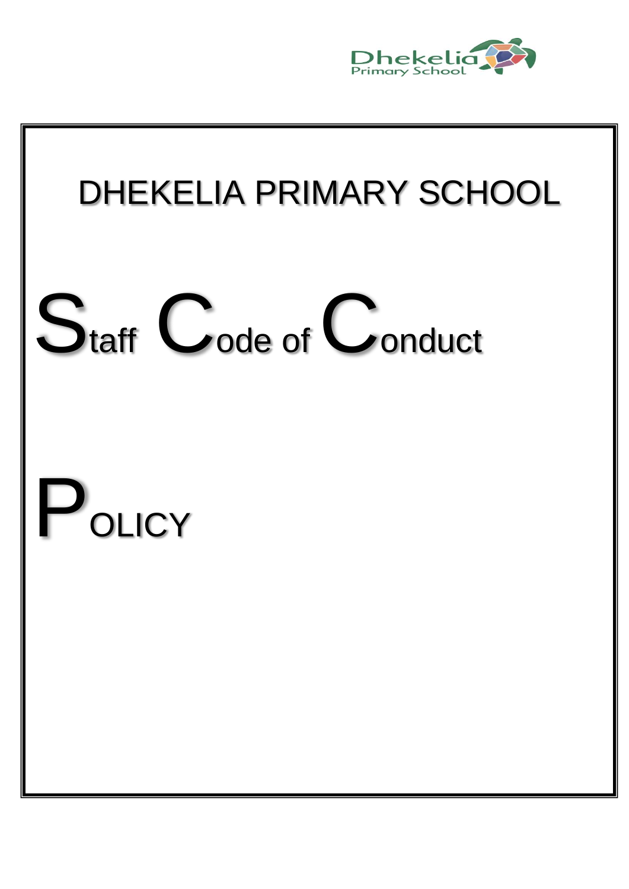Dhekelia Primary School

# DHEKELIA PRIMARY SCHOOL

# Staff Code of Conduct

# Policy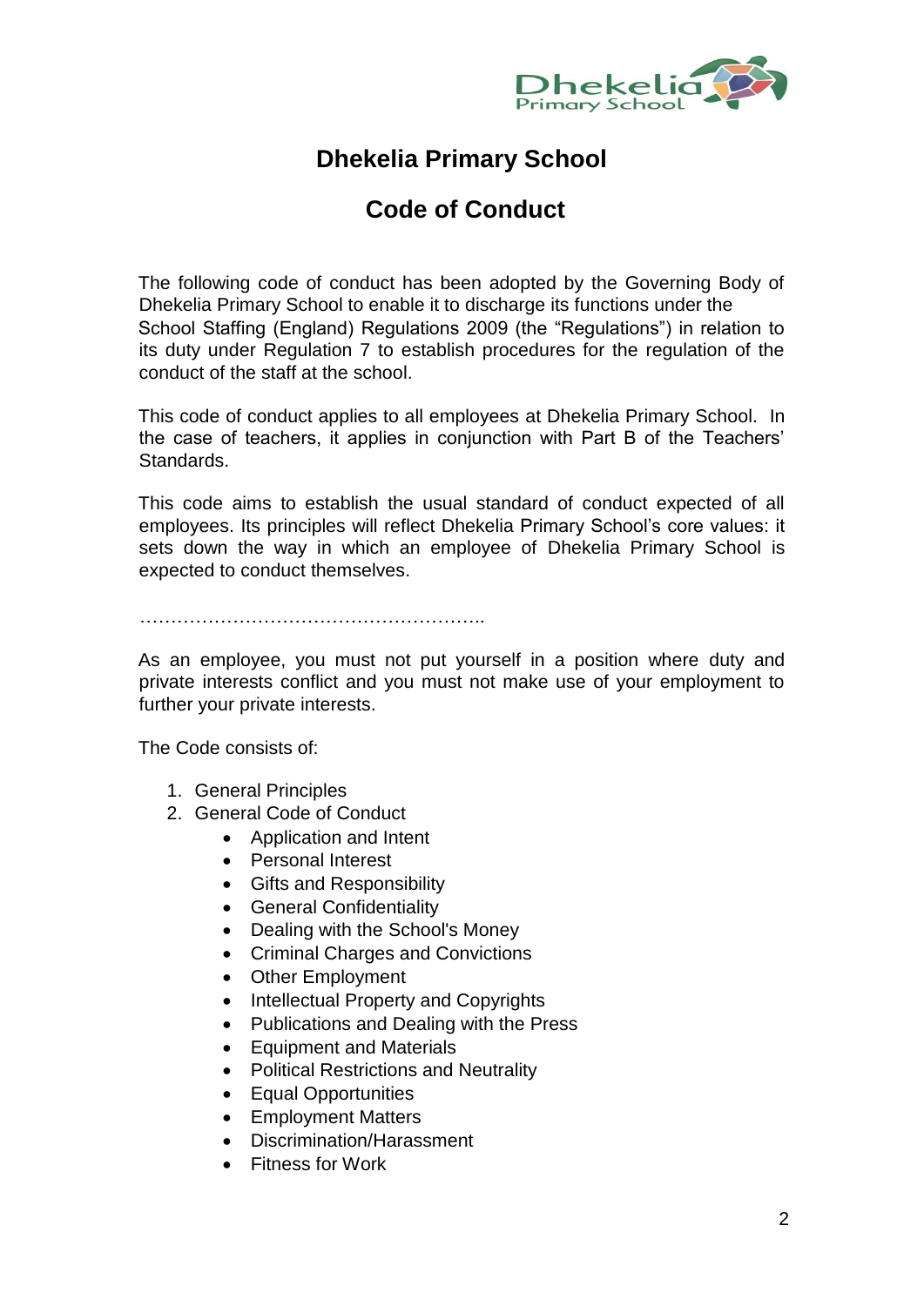# Dhekelia Primary School

## Code of Conduct

The following code of conduct has been adopted by the Governing Body of Dhekelia Primary School to enable it to discharge its functions under the School Staffing (England) Regulations 2009 (the "Regulations") in relation to its duty under Regulation 7 to establish procedures for the regulation of the conduct of the staff at the school.

This code of conduct applies to all employees at Dhekelia Primary School. In the case of teachers, it applies in conjunction with Part B of the Teachers' Standards.

This code aims to establish the usual standard of conduct expected of all employees. Its principles will reflect Dhekelia Primary School's core values: it sets down the way in which an employee of Dhekelia Primary School is expected to conduct themselves.

………………………………………………..

As an employee, you must not put yourself in a position where duty and private interests conflict and you must not make use of your employment to further your private interests.

The Code consists of:

1. General Principles
2. General Code of Conduct
    - Application and Intent
    - Personal Interest
    - Gifts and Responsibility
    - General Confidentiality
    - Dealing with the School's Money
    - Criminal Charges and Convictions
    - Other Employment
    - Intellectual Property and Copyrights
    - Publications and Dealing with the Press
    - Equipment and Materials
    - Political Restrictions and Neutrality
    - Equal Opportunities
    - Employment Matters
    - Discrimination/Harassment
    - Fitness for Work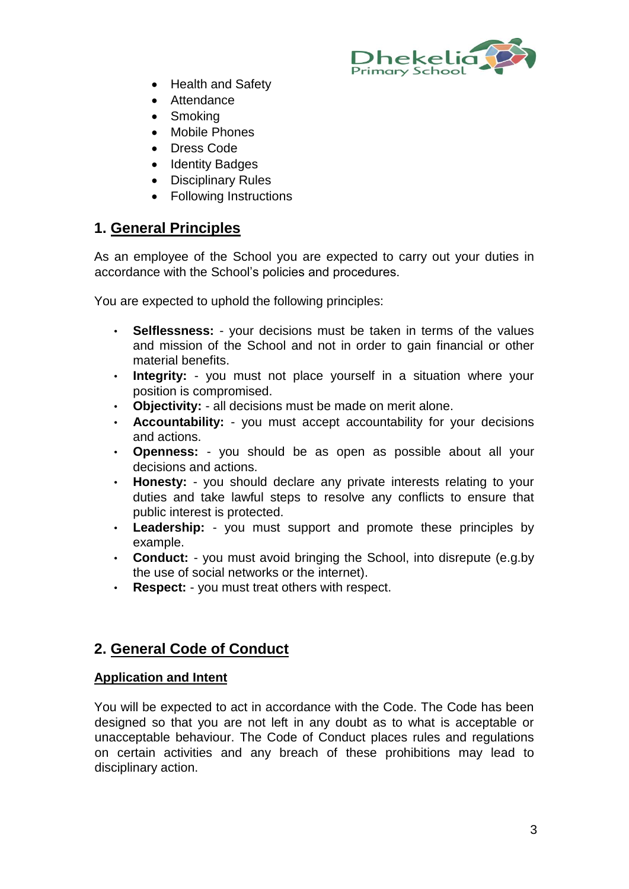- Health and Safety
- Attendance
- Smoking
- Mobile Phones
- Dress Code
- Identity Badges
- Disciplinary Rules
- Following Instructions

## 1. General Principles

As an employee of the School you are expected to carry out your duties in accordance with the School's policies and procedures.

You are expected to uphold the following principles:

- **Selflessness:** - your decisions must be taken in terms of the values and mission of the School and not in order to gain financial or other material benefits.
- **Integrity:** - you must not place yourself in a situation where your position is compromised.
- **Objectivity:** - all decisions must be made on merit alone.
- **Accountability:** - you must accept accountability for your decisions and actions.
- **Openness:** - you should be as open as possible about all your decisions and actions.
- **Honesty:** - you should declare any private interests relating to your duties and take lawful steps to resolve any conflicts to ensure that public interest is protected.
- **Leadership:** - you must support and promote these principles by example.
- **Conduct:** - you must avoid bringing the School, into disrepute (e.g.by the use of social networks or the internet).
- **Respect:** - you must treat others with respect.

## 2. General Code of Conduct

### Application and Intent

You will be expected to act in accordance with the Code. The Code has been designed so that you are not left in any doubt as to what is acceptable or unacceptable behaviour. The Code of Conduct places rules and regulations on certain activities and any breach of these prohibitions may lead to disciplinary action.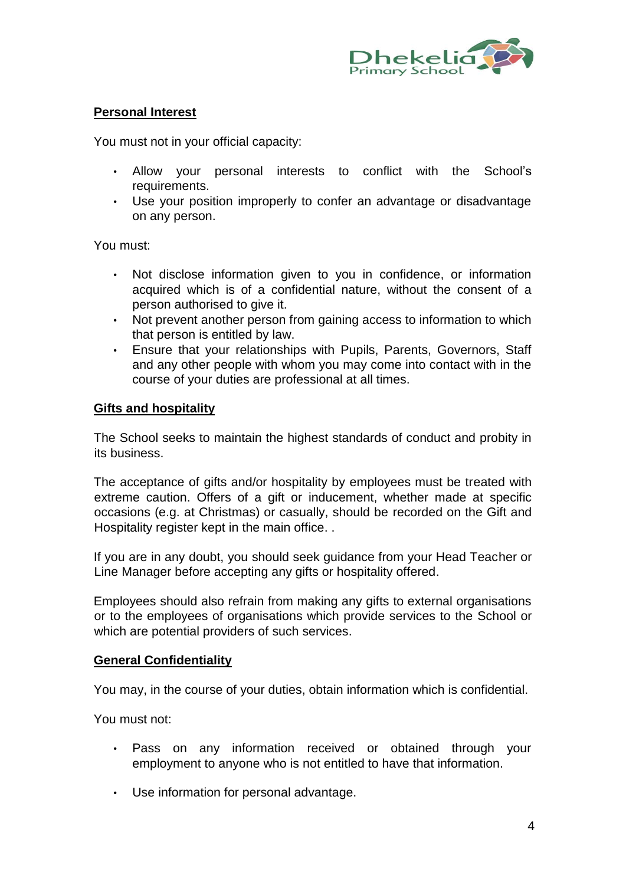## Personal Interest

You must not in your official capacity:

- Allow your personal interests to conflict with the School's requirements.
- Use your position improperly to confer an advantage or disadvantage on any person.

You must:

- Not disclose information given to you in confidence, or information acquired which is of a confidential nature, without the consent of a person authorised to give it.
- Not prevent another person from gaining access to information to which that person is entitled by law.
- Ensure that your relationships with Pupils, Parents, Governors, Staff and any other people with whom you may come into contact with in the course of your duties are professional at all times.

## Gifts and hospitality

The School seeks to maintain the highest standards of conduct and probity in its business.

The acceptance of gifts and/or hospitality by employees must be treated with extreme caution. Offers of a gift or inducement, whether made at specific occasions (e.g. at Christmas) or casually, should be recorded on the Gift and Hospitality register kept in the main office. .

If you are in any doubt, you should seek guidance from your Head Teacher or Line Manager before accepting any gifts or hospitality offered.

Employees should also refrain from making any gifts to external organisations or to the employees of organisations which provide services to the School or which are potential providers of such services.

## General Confidentiality

You may, in the course of your duties, obtain information which is confidential.

You must not:

- Pass on any information received or obtained through your employment to anyone who is not entitled to have that information.
- Use information for personal advantage.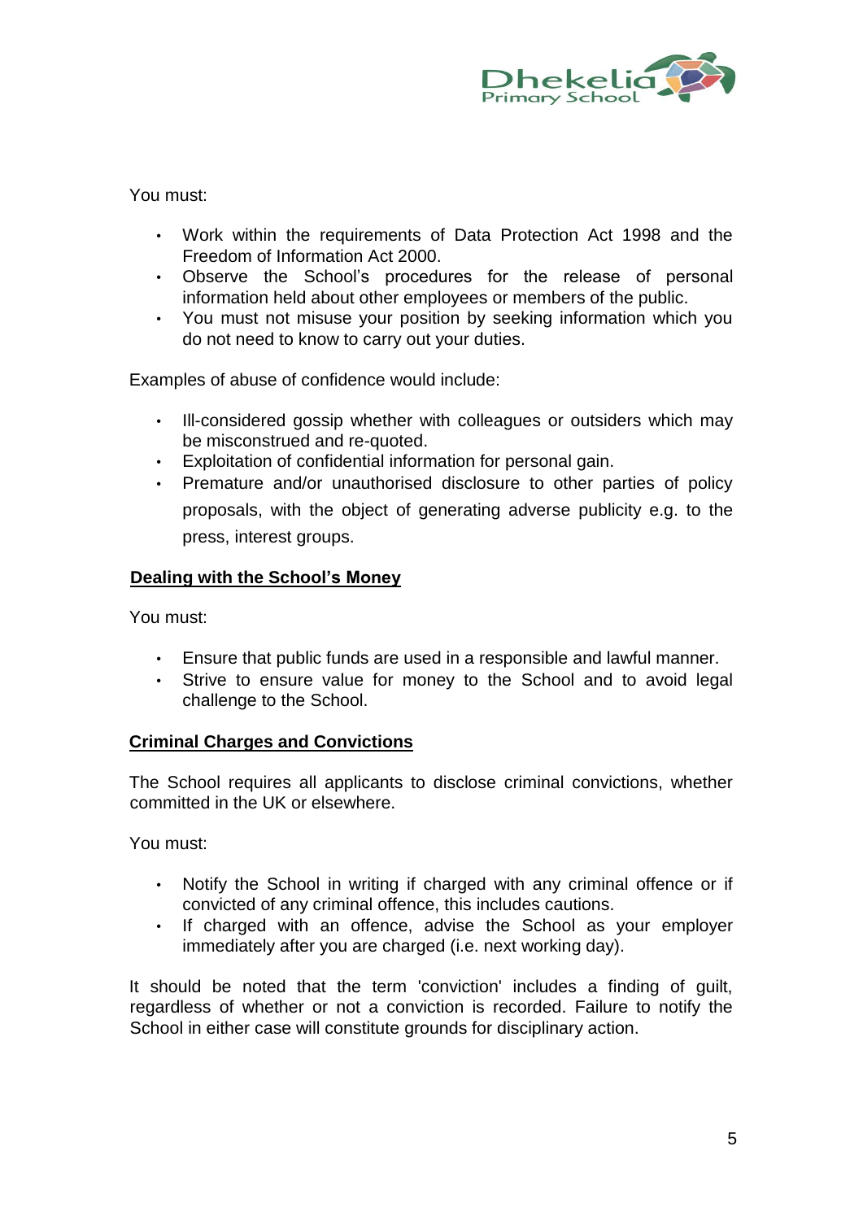You must:

- Work within the requirements of Data Protection Act 1998 and the Freedom of Information Act 2000.
- Observe the School's procedures for the release of personal information held about other employees or members of the public.
- You must not misuse your position by seeking information which you do not need to know to carry out your duties.

Examples of abuse of confidence would include:

- Ill-considered gossip whether with colleagues or outsiders which may be misconstrued and re-quoted.
- Exploitation of confidential information for personal gain.
- Premature and/or unauthorised disclosure to other parties of policy proposals, with the object of generating adverse publicity e.g. to the press, interest groups.

**Dealing with the School's Money**

You must:

- Ensure that public funds are used in a responsible and lawful manner.
- Strive to ensure value for money to the School and to avoid legal challenge to the School.

**Criminal Charges and Convictions**

The School requires all applicants to disclose criminal convictions, whether committed in the UK or elsewhere.

You must:

- Notify the School in writing if charged with any criminal offence or if convicted of any criminal offence, this includes cautions.
- If charged with an offence, advise the School as your employer immediately after you are charged (i.e. next working day).

It should be noted that the term 'conviction' includes a finding of guilt, regardless of whether or not a conviction is recorded. Failure to notify the School in either case will constitute grounds for disciplinary action.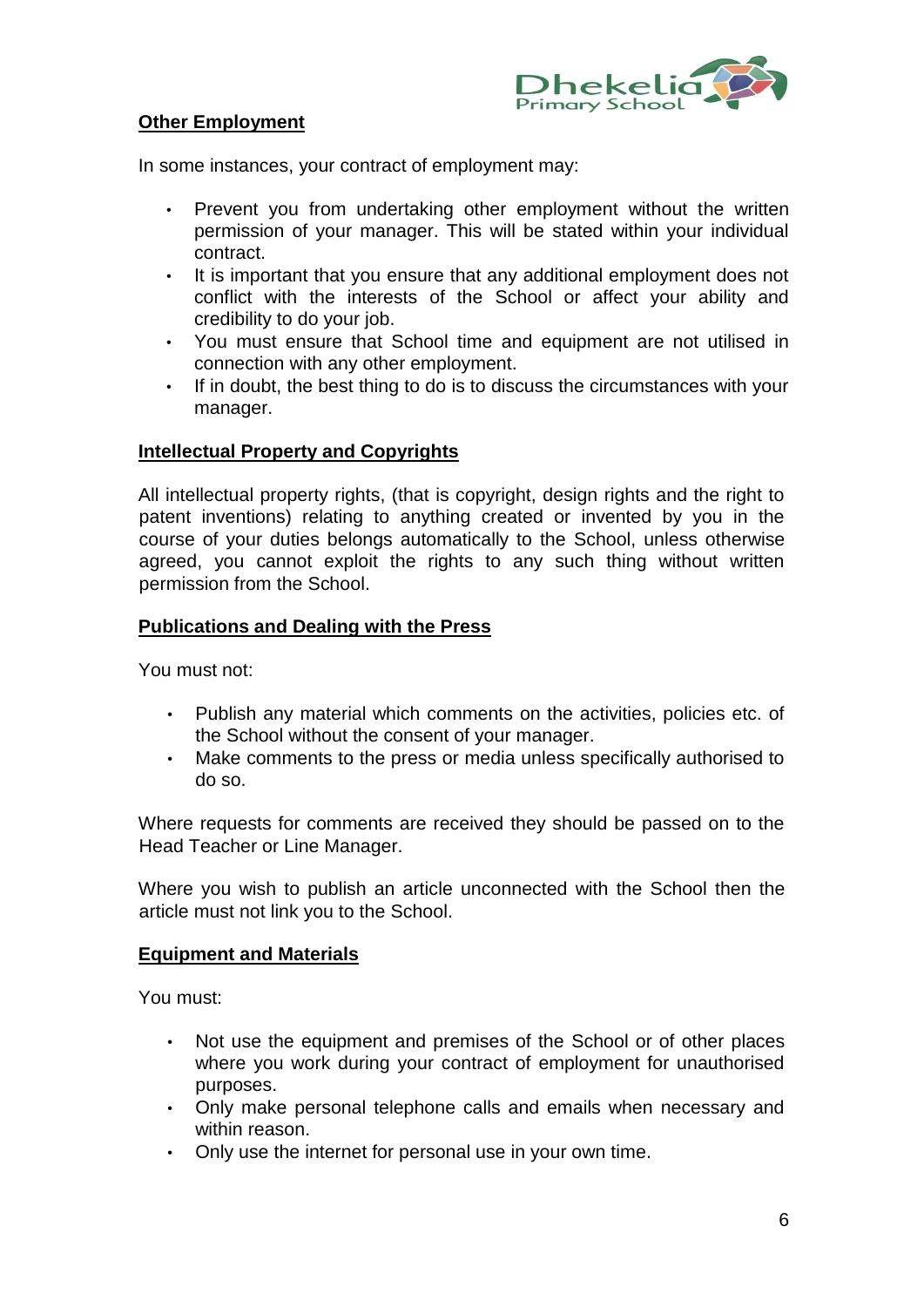## Other Employment

In some instances, your contract of employment may:

- Prevent you from undertaking other employment without the written permission of your manager. This will be stated within your individual contract.
- It is important that you ensure that any additional employment does not conflict with the interests of the School or affect your ability and credibility to do your job.
- You must ensure that School time and equipment are not utilised in connection with any other employment.
- If in doubt, the best thing to do is to discuss the circumstances with your manager.

## Intellectual Property and Copyrights

All intellectual property rights, (that is copyright, design rights and the right to patent inventions) relating to anything created or invented by you in the course of your duties belongs automatically to the School, unless otherwise agreed, you cannot exploit the rights to any such thing without written permission from the School.

## Publications and Dealing with the Press

You must not:

- Publish any material which comments on the activities, policies etc. of the School without the consent of your manager.
- Make comments to the press or media unless specifically authorised to do so.

Where requests for comments are received they should be passed on to the Head Teacher or Line Manager.

Where you wish to publish an article unconnected with the School then the article must not link you to the School.

## Equipment and Materials

You must:

- Not use the equipment and premises of the School or of other places where you work during your contract of employment for unauthorised purposes.
- Only make personal telephone calls and emails when necessary and within reason.
- Only use the internet for personal use in your own time.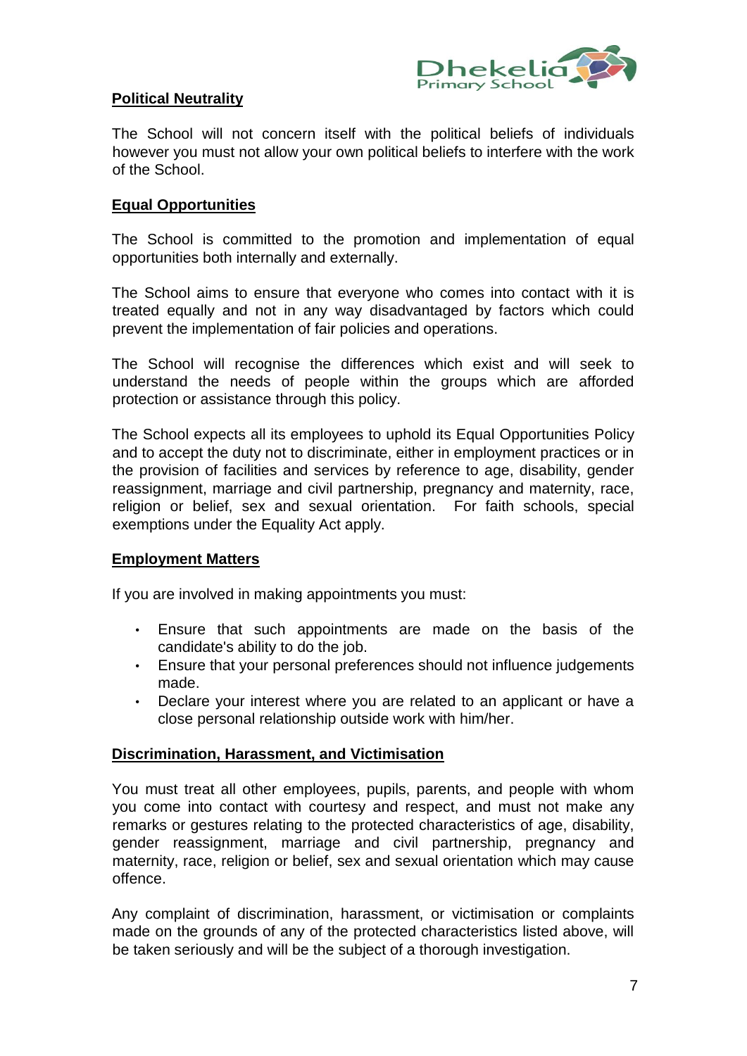## Political Neutrality

The School will not concern itself with the political beliefs of individuals however you must not allow your own political beliefs to interfere with the work of the School.

## Equal Opportunities

The School is committed to the promotion and implementation of equal opportunities both internally and externally.

The School aims to ensure that everyone who comes into contact with it is treated equally and not in any way disadvantaged by factors which could prevent the implementation of fair policies and operations.

The School will recognise the differences which exist and will seek to understand the needs of people within the groups which are afforded protection or assistance through this policy.

The School expects all its employees to uphold its Equal Opportunities Policy and to accept the duty not to discriminate, either in employment practices or in the provision of facilities and services by reference to age, disability, gender reassignment, marriage and civil partnership, pregnancy and maternity, race, religion or belief, sex and sexual orientation. For faith schools, special exemptions under the Equality Act apply.

## Employment Matters

If you are involved in making appointments you must:

- Ensure that such appointments are made on the basis of the candidate's ability to do the job.
- Ensure that your personal preferences should not influence judgements made.
- Declare your interest where you are related to an applicant or have a close personal relationship outside work with him/her.

## Discrimination, Harassment, and Victimisation

You must treat all other employees, pupils, parents, and people with whom you come into contact with courtesy and respect, and must not make any remarks or gestures relating to the protected characteristics of age, disability, gender reassignment, marriage and civil partnership, pregnancy and maternity, race, religion or belief, sex and sexual orientation which may cause offence.

Any complaint of discrimination, harassment, or victimisation or complaints made on the grounds of any of the protected characteristics listed above, will be taken seriously and will be the subject of a thorough investigation.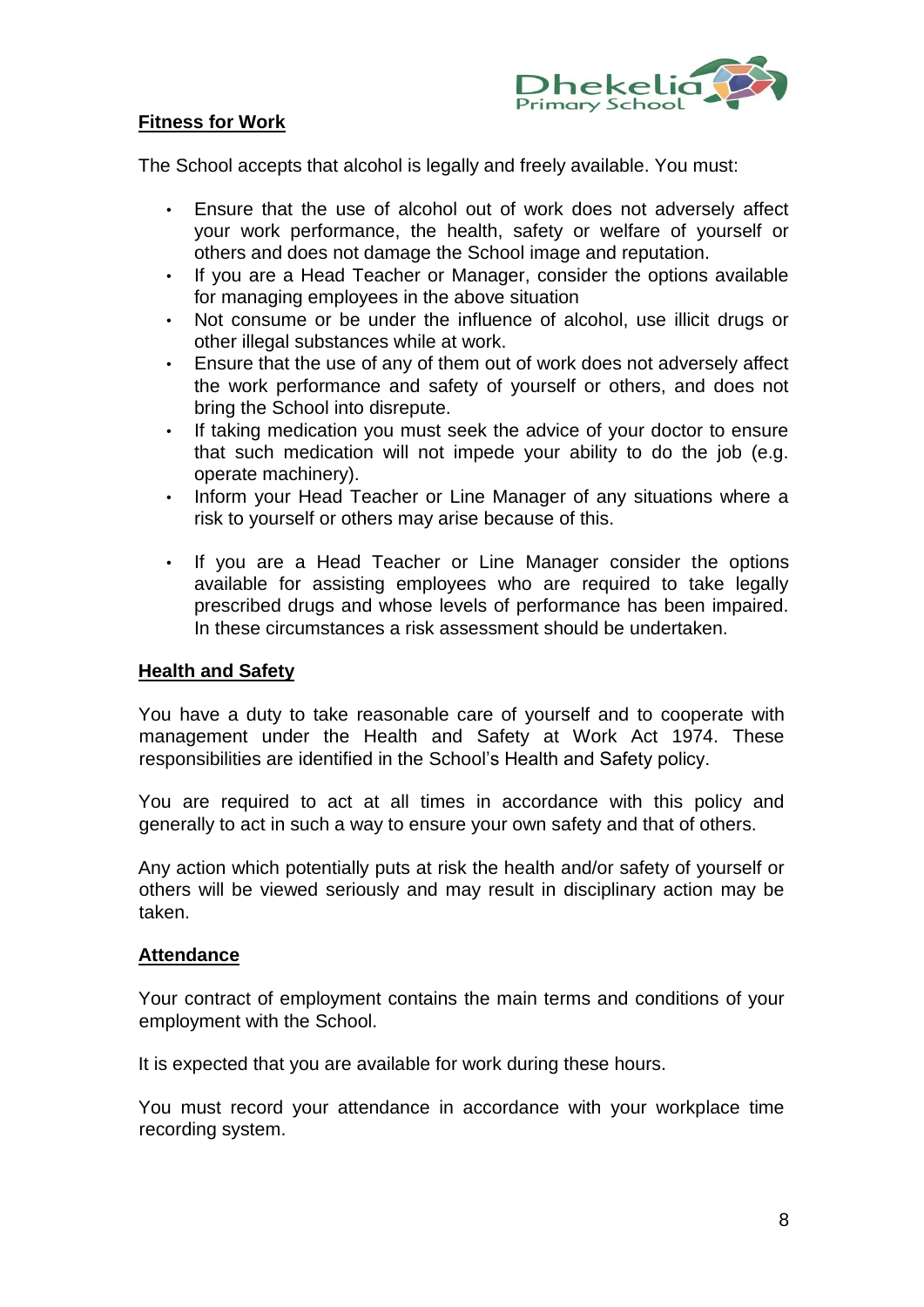## Fitness for Work

The School accepts that alcohol is legally and freely available. You must:

- Ensure that the use of alcohol out of work does not adversely affect your work performance, the health, safety or welfare of yourself or others and does not damage the School image and reputation.
- If you are a Head Teacher or Manager, consider the options available for managing employees in the above situation
- Not consume or be under the influence of alcohol, use illicit drugs or other illegal substances while at work.
- Ensure that the use of any of them out of work does not adversely affect the work performance and safety of yourself or others, and does not bring the School into disrepute.
- If taking medication you must seek the advice of your doctor to ensure that such medication will not impede your ability to do the job (e.g. operate machinery).
- Inform your Head Teacher or Line Manager of any situations where a risk to yourself or others may arise because of this.
- If you are a Head Teacher or Line Manager consider the options available for assisting employees who are required to take legally prescribed drugs and whose levels of performance has been impaired. In these circumstances a risk assessment should be undertaken.

## Health and Safety

You have a duty to take reasonable care of yourself and to cooperate with management under the Health and Safety at Work Act 1974. These responsibilities are identified in the School's Health and Safety policy.

You are required to act at all times in accordance with this policy and generally to act in such a way to ensure your own safety and that of others.

Any action which potentially puts at risk the health and/or safety of yourself or others will be viewed seriously and may result in disciplinary action may be taken.

## Attendance

Your contract of employment contains the main terms and conditions of your employment with the School.

It is expected that you are available for work during these hours.

You must record your attendance in accordance with your workplace time recording system.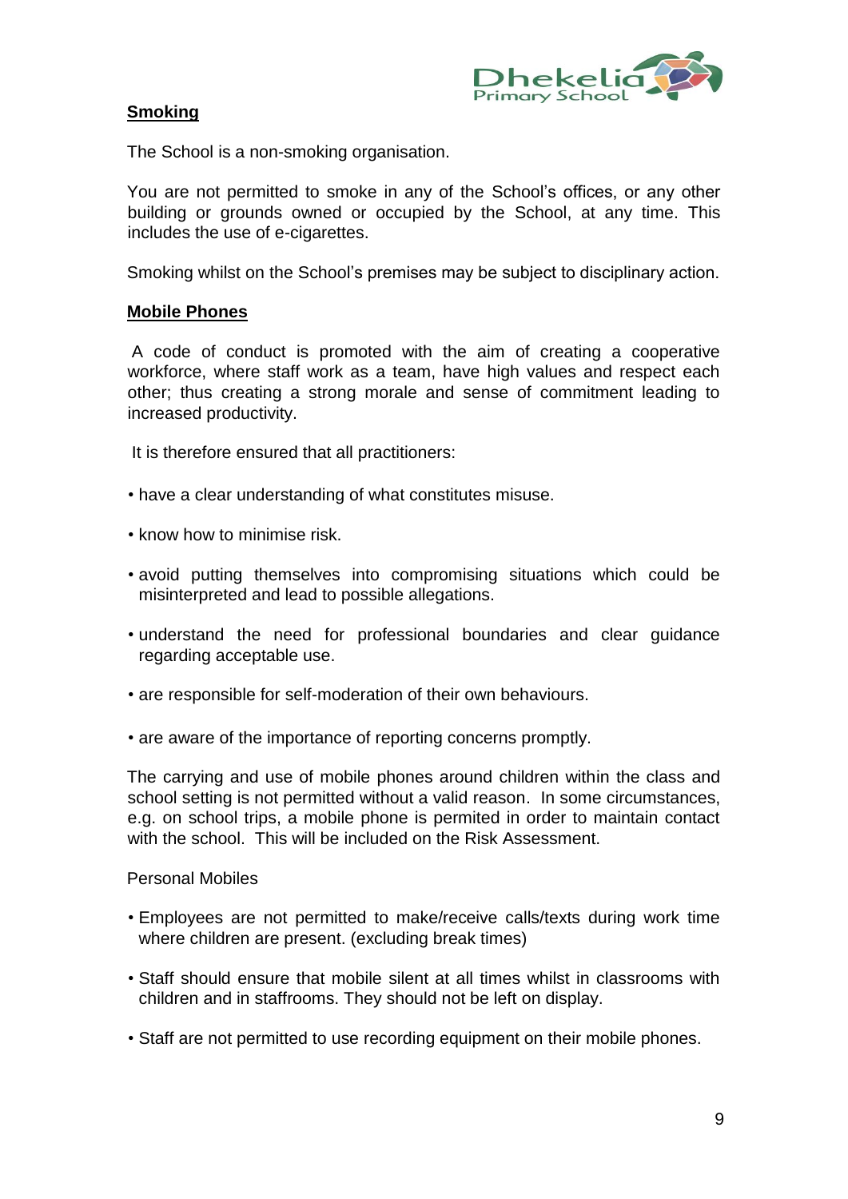## Smoking

The School is a non-smoking organisation.

You are not permitted to smoke in any of the School's offices, or any other building or grounds owned or occupied by the School, at any time. This includes the use of e-cigarettes.

Smoking whilst on the School's premises may be subject to disciplinary action.

## Mobile Phones

A code of conduct is promoted with the aim of creating a cooperative workforce, where staff work as a team, have high values and respect each other; thus creating a strong morale and sense of commitment leading to increased productivity.

It is therefore ensured that all practitioners:

- have a clear understanding of what constitutes misuse.
- know how to minimise risk.
- avoid putting themselves into compromising situations which could be misinterpreted and lead to possible allegations.
- understand the need for professional boundaries and clear guidance regarding acceptable use.
- are responsible for self-moderation of their own behaviours.
- are aware of the importance of reporting concerns promptly.

The carrying and use of mobile phones around children within the class and school setting is not permitted without a valid reason. In some circumstances, e.g. on school trips, a mobile phone is permited in order to maintain contact with the school. This will be included on the Risk Assessment.

Personal Mobiles

- Employees are not permitted to make/receive calls/texts during work time where children are present. (excluding break times)
- Staff should ensure that mobile silent at all times whilst in classrooms with children and in staffrooms. They should not be left on display.
- Staff are not permitted to use recording equipment on their mobile phones.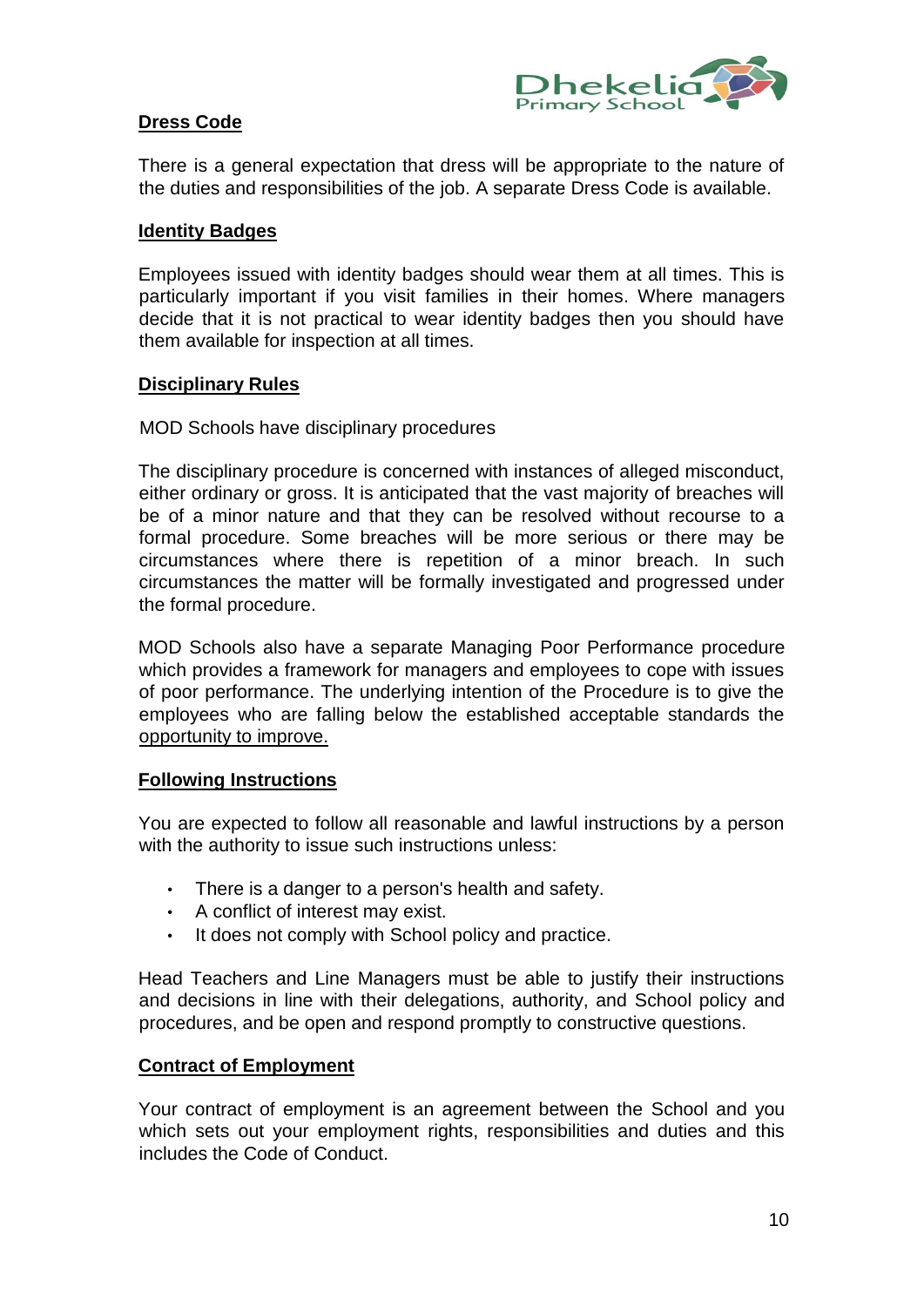## Dress Code

There is a general expectation that dress will be appropriate to the nature of the duties and responsibilities of the job. A separate Dress Code is available.

## Identity Badges

Employees issued with identity badges should wear them at all times. This is particularly important if you visit families in their homes. Where managers decide that it is not practical to wear identity badges then you should have them available for inspection at all times.

## Disciplinary Rules

MOD Schools have disciplinary procedures

The disciplinary procedure is concerned with instances of alleged misconduct, either ordinary or gross. It is anticipated that the vast majority of breaches will be of a minor nature and that they can be resolved without recourse to a formal procedure. Some breaches will be more serious or there may be circumstances where there is repetition of a minor breach. In such circumstances the matter will be formally investigated and progressed under the formal procedure.

MOD Schools also have a separate Managing Poor Performance procedure which provides a framework for managers and employees to cope with issues of poor performance. The underlying intention of the Procedure is to give the employees who are falling below the established acceptable standards the opportunity to improve.

## Following Instructions

You are expected to follow all reasonable and lawful instructions by a person with the authority to issue such instructions unless:

- There is a danger to a person's health and safety.
- A conflict of interest may exist.
- It does not comply with School policy and practice.

Head Teachers and Line Managers must be able to justify their instructions and decisions in line with their delegations, authority, and School policy and procedures, and be open and respond promptly to constructive questions.

## Contract of Employment

Your contract of employment is an agreement between the School and you which sets out your employment rights, responsibilities and duties and this includes the Code of Conduct.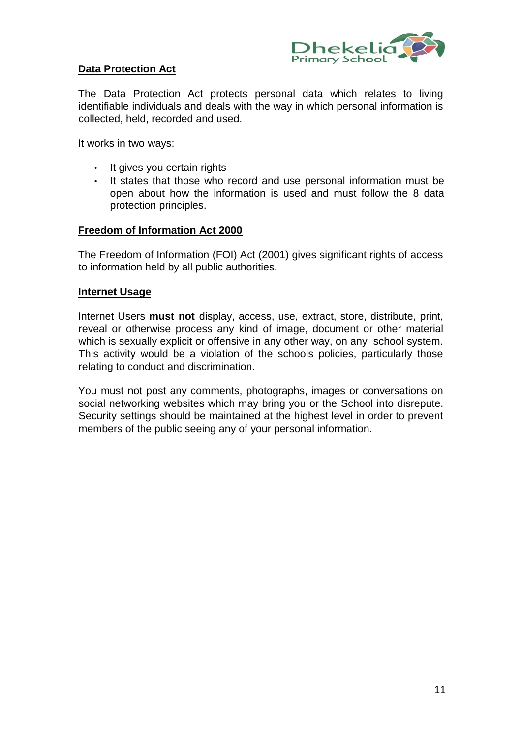## Data Protection Act

The Data Protection Act protects personal data which relates to living identifiable individuals and deals with the way in which personal information is collected, held, recorded and used.

It works in two ways:

- It gives you certain rights
- It states that those who record and use personal information must be open about how the information is used and must follow the 8 data protection principles.

## Freedom of Information Act 2000

The Freedom of Information (FOI) Act (2001) gives significant rights of access to information held by all public authorities.

## Internet Usage

Internet Users **must not** display, access, use, extract, store, distribute, print, reveal or otherwise process any kind of image, document or other material which is sexually explicit or offensive in any other way, on any school system. This activity would be a violation of the schools policies, particularly those relating to conduct and discrimination.

You must not post any comments, photographs, images or conversations on social networking websites which may bring you or the School into disrepute. Security settings should be maintained at the highest level in order to prevent members of the public seeing any of your personal information.